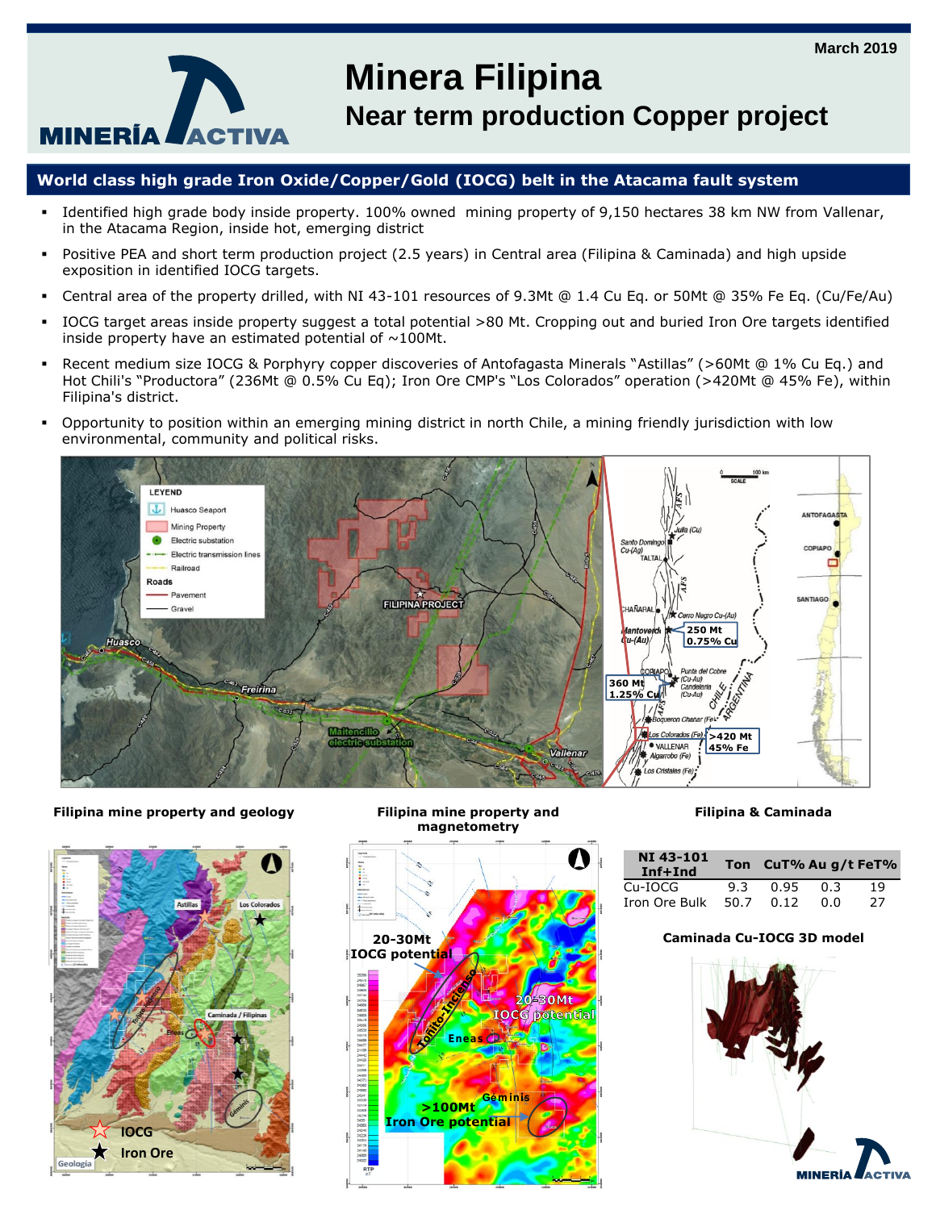March 2019

# Minera Filipina

## Near term production Copper project

MINERÍA ACTIVA

## World class high grade Iron Oxide/Copper/Gold (IOCG) belt in the Atacama fault system

- Identified high grade body inside property. 100% owned mining property of 9,150 hectares 38 km NW from Vallenar, in the Atacama Region, inside hot, emerging district
- Positive PEA and short term production project (2.5 years) in Central area (Filipina & Caminada) and high upside exposition in identified IOCG targets.
- Central area of the property drilled, with NI 43-101 resources of 9.3Mt @ 1.4 Cu Eq. or 50Mt @ 35% Fe Eq. (Cu/Fe/Au)
- IOCG target areas inside property suggest a total potential >80 Mt. Cropping out and buried Iron Ore targets identified inside property have an estimated potential of ~100Mt.
- Recent medium size IOCG & Porphyry copper discoveries of Antofagasta Minerals "Astillas" (>60Mt @ 1% Cu Eq.) and Hot Chili's "Productora" (236Mt @ 0.5% Cu Eq); Iron Ore CMP's "Los Colorados" operation (>420Mt @ 45% Fe), within Filipina's district.
- Opportunity to position within an emerging mining district in north Chile, a mining friendly jurisdiction with low environmental, community and political risks.

**Filipina mine property and geology**

**Filipina mine property and magnetometry**

**Filipina & Caminada**

| NI 43-101 Inf+Ind | Ton | CuT% | Au g/t | FeT% |
|---|---|---|---|---|
| Cu-IOCG | 9.3 | 0.95 | 0.3 | 19 |
| Iron Ore Bulk | 50.7 | 0.12 | 0.0 | 27 |

**Caminada Cu-IOCG 3D model**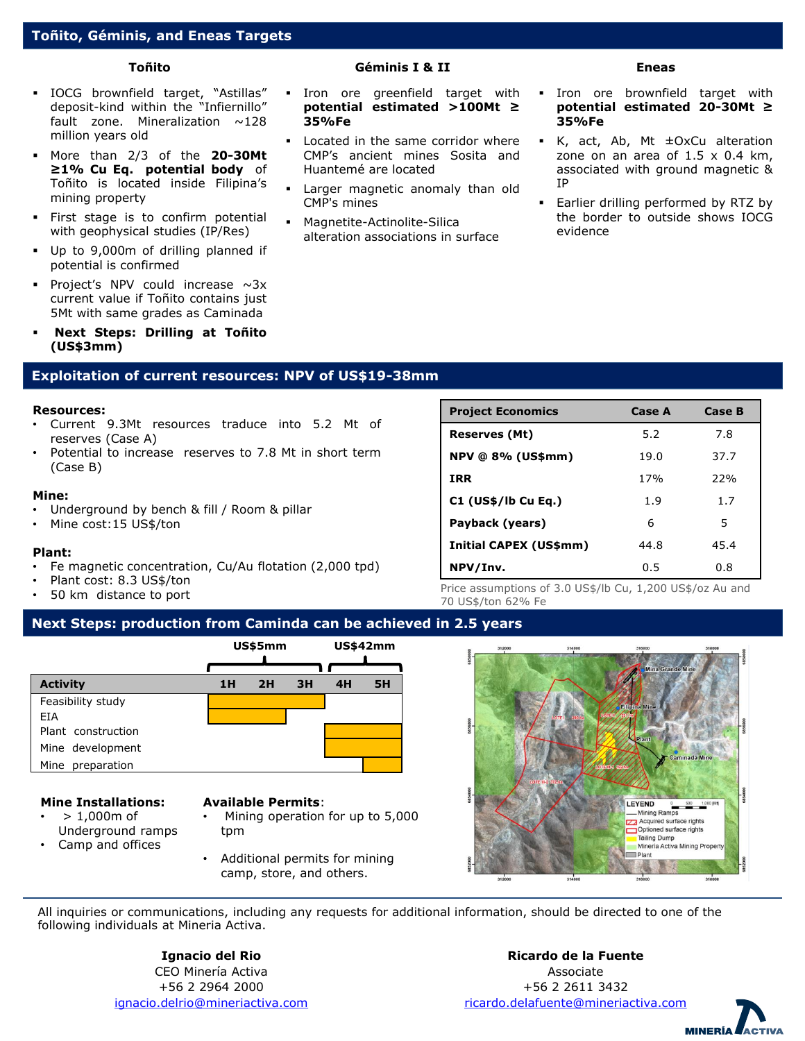## Toñito, Géminis, and Eneas Targets

### Toñito

- IOCG brownfield target, "Astillas" deposit-kind within the "Infiernillo" fault zone. Mineralization ~128 million years old
- More than 2/3 of the **20-30Mt ≥1% Cu Eq. potential body** of Toñito is located inside Filipina's mining property
- First stage is to confirm potential with geophysical studies (IP/Res)
- Up to 9,000m of drilling planned if potential is confirmed
- Project's NPV could increase ~3x current value if Toñito contains just 5Mt with same grades as Caminada
- **Next Steps: Drilling at Toñito (US$3mm)**

### Géminis I & II

- Iron ore greenfield target with **potential estimated >100Mt ≥ 35%Fe**
- Located in the same corridor where CMP's ancient mines Sosita and Huantemé are located
- Larger magnetic anomaly than old CMP's mines
- Magnetite-Actinolite-Silica alteration associations in surface

### Eneas

- Iron ore brownfield target with **potential estimated 20-30Mt ≥ 35%Fe**
- K, act, Ab, Mt ±OxCu alteration zone on an area of 1.5 x 0.4 km, associated with ground magnetic & IP
- Earlier drilling performed by RTZ by the border to outside shows IOCG evidence

## Exploitation of current resources: NPV of US$19-38mm

**Resources:**

- Current 9.3Mt resources traduce into 5.2 Mt of reserves (Case A)
- Potential to increase reserves to 7.8 Mt in short term (Case B)

**Mine:**

- Underground by bench & fill / Room & pillar
- Mine cost:15 US$/ton

**Plant:**

- Fe magnetic concentration, Cu/Au flotation (2,000 tpd)
- Plant cost: 8.3 US$/ton
- 50 km distance to port

| Project Economics | Case A | Case B |
|---|---|---|
| Reserves (Mt) | 5.2 | 7.8 |
| NPV @ 8% (US$mm) | 19.0 | 37.7 |
| IRR | 17% | 22% |
| C1 (US$/lb Cu Eq.) | 1.9 | 1.7 |
| Payback (years) | 6 | 5 |
| Initial CAPEX (US$mm) | 44.8 | 45.4 |
| NPV/Inv. | 0.5 | 0.8 |

Price assumptions of 3.0 US$/lb Cu, 1,200 US$/oz Au and 70 US$/ton 62% Fe

## Next Steps: production from Caminda can be achieved in 2.5 years

| Activity | 1H | 2H | 3H | 4H | 5H |
|---|---|---|---|---|---|
| | US$5mm | | | US$42mm | |
| Feasibility study | ■ | ■ | ■ | | |
| EIA | ■ | ■ | | | |
| Plant construction | | | | ■ | ■ |
| Mine development | | | | ■ | ■ |
| Mine preparation | | | | | ■ |

**Mine Installations:**

- > 1,000m of Underground ramps
- Camp and offices

**Available Permits**:

- Mining operation for up to 5,000 tpm
- Additional permits for mining camp, store, and others.

Mina Grande Mine
Filipina Mine
Plant
Caminada Mine
LEYEND
Mining Ramps
Acquired surface rights
Optioned surface rights
Tailing Dump
Mineria Activa Mining Property
Plant

All inquiries or communications, including any requests for additional information, should be directed to one of the following individuals at Mineria Activa.

**Ignacio del Rio**
CEO Minería Activa
+56 2 2964 2000
ignacio.delrio@mineriactiva.com

**Ricardo de la Fuente**
Associate
+56 2 2611 3432
ricardo.delafuente@mineriactiva.com

MINERÍA ACTIVA